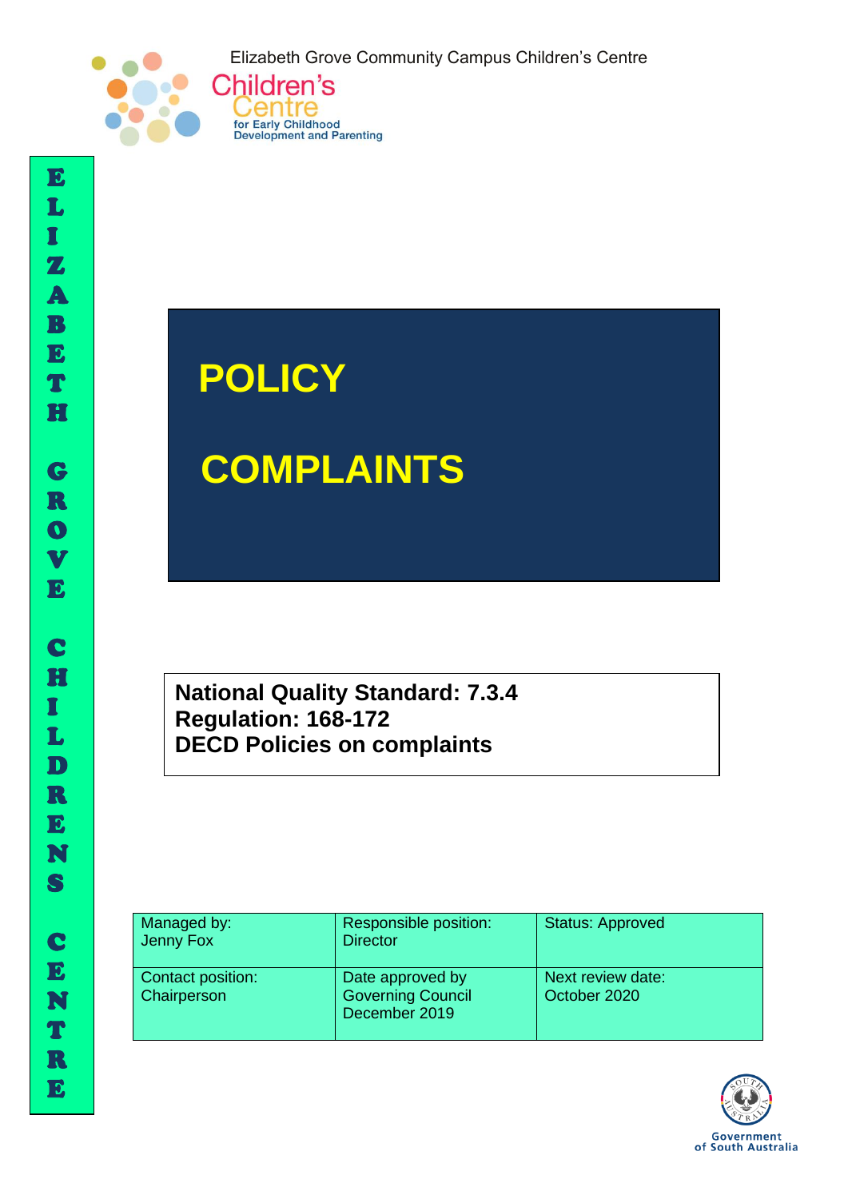Elizabeth Grove Community Campus Children's Centre

Children's Centre for Early Childhood Development and Parenting

ELIZABETH GROVE CHILDRENS CENTRE

# POLICY

# COMPLAINTS

**National Quality Standard: 7.3.4**
**Regulation: 168-172**
**DECD Policies on complaints**

| Managed by: Jenny Fox | Responsible position: Director | Status: Approved |
|---|---|---|
| Contact position: Chairperson | Date approved by Governing Council December 2019 | Next review date: October 2020 |

Government of South Australia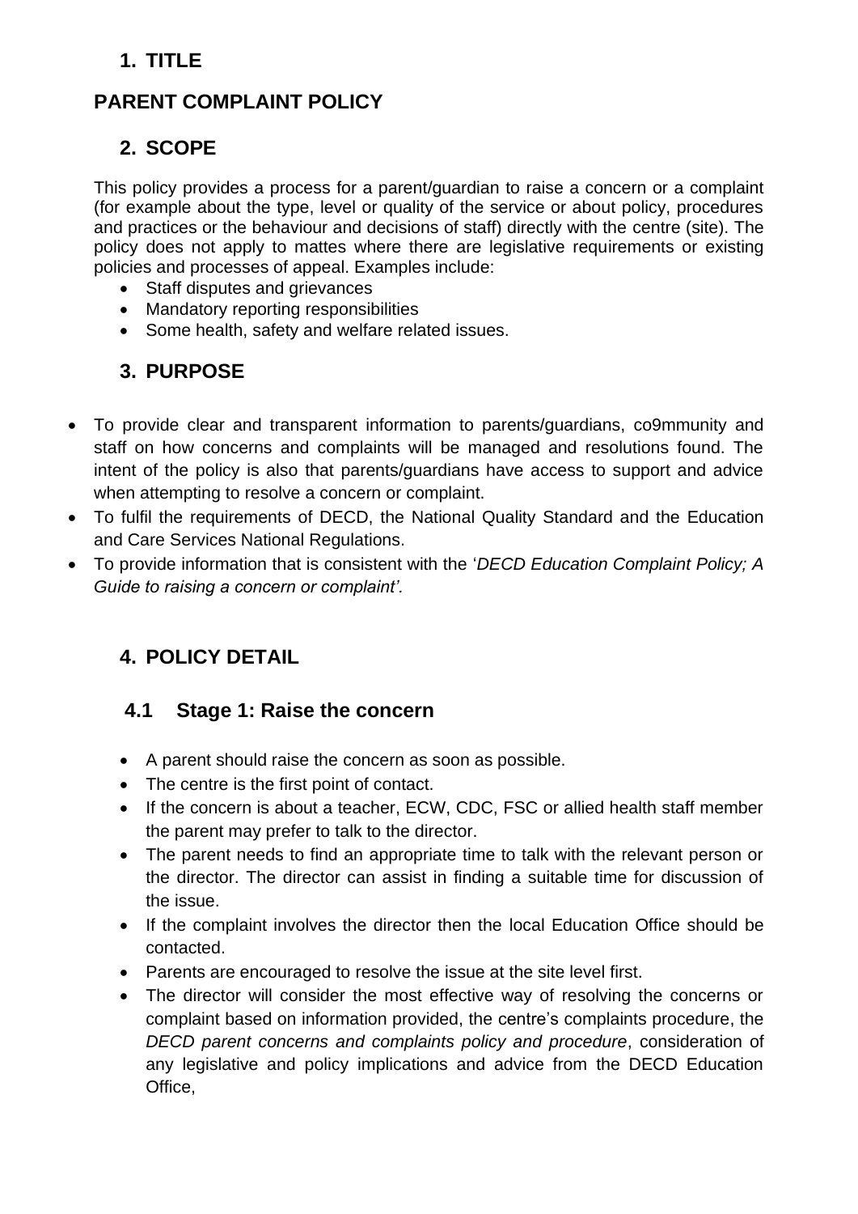## 1. TITLE

# PARENT COMPLAINT POLICY

## 2. SCOPE

This policy provides a process for a parent/guardian to raise a concern or a complaint (for example about the type, level or quality of the service or about policy, procedures and practices or the behaviour and decisions of staff) directly with the centre (site). The policy does not apply to mattes where there are legislative requirements or existing policies and processes of appeal. Examples include:

- Staff disputes and grievances
- Mandatory reporting responsibilities
- Some health, safety and welfare related issues.

## 3. PURPOSE

- To provide clear and transparent information to parents/guardians, co9mmunity and staff on how concerns and complaints will be managed and resolutions found. The intent of the policy is also that parents/guardians have access to support and advice when attempting to resolve a concern or complaint.
- To fulfil the requirements of DECD, the National Quality Standard and the Education and Care Services National Regulations.
- To provide information that is consistent with the '*DECD Education Complaint Policy; A Guide to raising a concern or complaint'.*

## 4. POLICY DETAIL

### 4.1 Stage 1: Raise the concern

- A parent should raise the concern as soon as possible.
- The centre is the first point of contact.
- If the concern is about a teacher, ECW, CDC, FSC or allied health staff member the parent may prefer to talk to the director.
- The parent needs to find an appropriate time to talk with the relevant person or the director. The director can assist in finding a suitable time for discussion of the issue.
- If the complaint involves the director then the local Education Office should be contacted.
- Parents are encouraged to resolve the issue at the site level first.
- The director will consider the most effective way of resolving the concerns or complaint based on information provided, the centre's complaints procedure, the *DECD parent concerns and complaints policy and procedure*, consideration of any legislative and policy implications and advice from the DECD Education Office,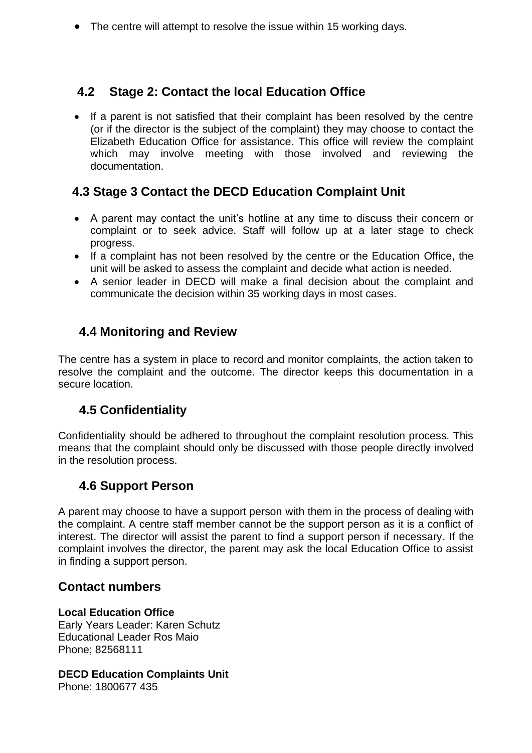- The centre will attempt to resolve the issue within 15 working days.

## 4.2 Stage 2: Contact the local Education Office

- If a parent is not satisfied that their complaint has been resolved by the centre (or if the director is the subject of the complaint) they may choose to contact the Elizabeth Education Office for assistance. This office will review the complaint which may involve meeting with those involved and reviewing the documentation.

## 4.3 Stage 3 Contact the DECD Education Complaint Unit

- A parent may contact the unit's hotline at any time to discuss their concern or complaint or to seek advice. Staff will follow up at a later stage to check progress.
- If a complaint has not been resolved by the centre or the Education Office, the unit will be asked to assess the complaint and decide what action is needed.
- A senior leader in DECD will make a final decision about the complaint and communicate the decision within 35 working days in most cases.

## 4.4 Monitoring and Review

The centre has a system in place to record and monitor complaints, the action taken to resolve the complaint and the outcome. The director keeps this documentation in a secure location.

## 4.5 Confidentiality

Confidentiality should be adhered to throughout the complaint resolution process. This means that the complaint should only be discussed with those people directly involved in the resolution process.

## 4.6 Support Person

A parent may choose to have a support person with them in the process of dealing with the complaint. A centre staff member cannot be the support person as it is a conflict of interest. The director will assist the parent to find a support person if necessary. If the complaint involves the director, the parent may ask the local Education Office to assist in finding a support person.

## Contact numbers

**Local Education Office**
Early Years Leader: Karen Schutz
Educational Leader Ros Maio
Phone; 82568111

**DECD Education Complaints Unit**
Phone: 1800677 435